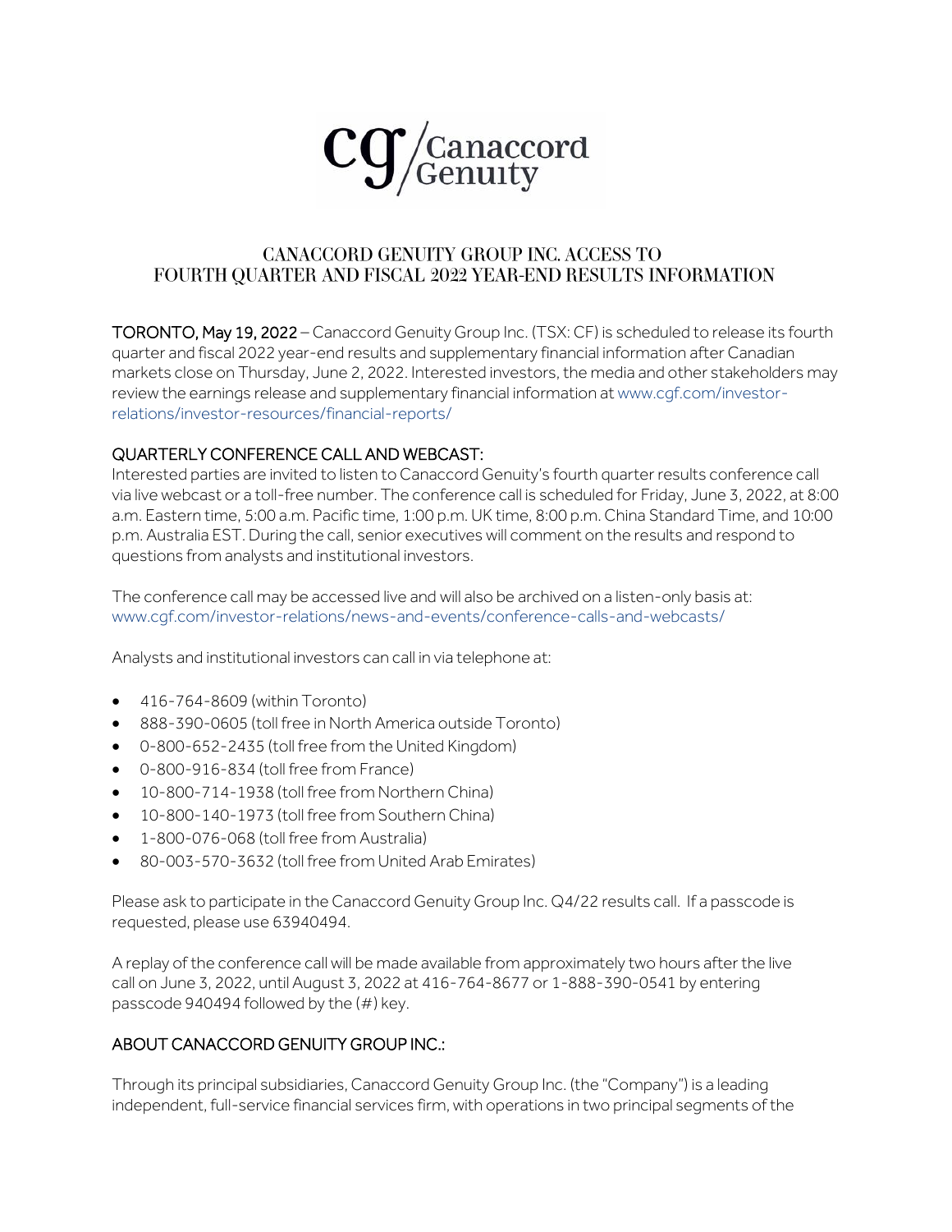# CANACCORD GENUITY GROUP INC. ACCESS TO FOURTH QUARTER AND FISCAL 2022 YEAR-END RESULTS INFORMATION

**TORONTO, May 19, 2022** – Canaccord Genuity Group Inc. (TSX: CF) is scheduled to release its fourth quarter and fiscal 2022 year-end results and supplementary financial information after Canadian markets close on Thursday, June 2, 2022. Interested investors, the media and other stakeholders may review the earnings release and supplementary financial information at www.cgf.com/investor-relations/investor-resources/financial-reports/

## QUARTERLY CONFERENCE CALL AND WEBCAST:

Interested parties are invited to listen to Canaccord Genuity's fourth quarter results conference call via live webcast or a toll-free number. The conference call is scheduled for Friday, June 3, 2022, at 8:00 a.m. Eastern time, 5:00 a.m. Pacific time, 1:00 p.m. UK time, 8:00 p.m. China Standard Time, and 10:00 p.m. Australia EST. During the call, senior executives will comment on the results and respond to questions from analysts and institutional investors.

The conference call may be accessed live and will also be archived on a listen-only basis at: www.cgf.com/investor-relations/news-and-events/conference-calls-and-webcasts/

Analysts and institutional investors can call in via telephone at:

- 416-764-8609 (within Toronto)
- 888-390-0605 (toll free in North America outside Toronto)
- 0-800-652-2435 (toll free from the United Kingdom)
- 0-800-916-834 (toll free from France)
- 10-800-714-1938 (toll free from Northern China)
- 10-800-140-1973 (toll free from Southern China)
- 1-800-076-068 (toll free from Australia)
- 80-003-570-3632 (toll free from United Arab Emirates)

Please ask to participate in the Canaccord Genuity Group Inc. Q4/22 results call. If a passcode is requested, please use 63940494.

A replay of the conference call will be made available from approximately two hours after the live call on June 3, 2022, until August 3, 2022 at 416-764-8677 or 1-888-390-0541 by entering passcode 940494 followed by the (#) key.

## ABOUT CANACCORD GENUITY GROUP INC.:

Through its principal subsidiaries, Canaccord Genuity Group Inc. (the "Company") is a leading independent, full-service financial services firm, with operations in two principal segments of the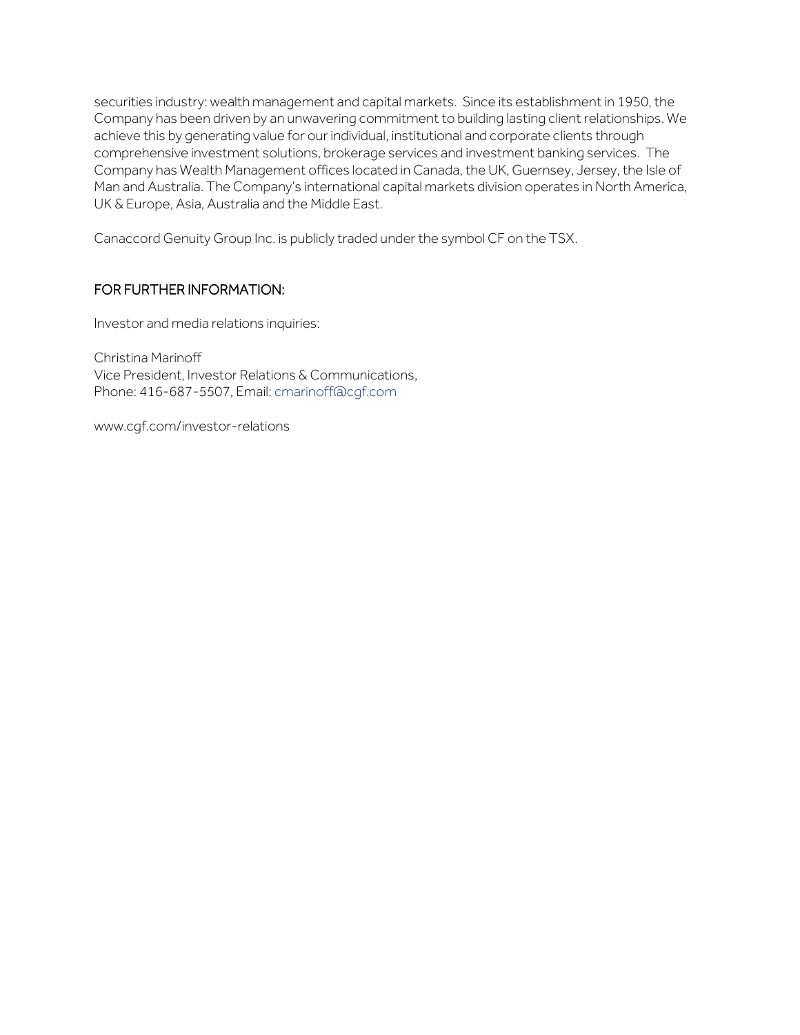securities industry: wealth management and capital markets. Since its establishment in 1950, the Company has been driven by an unwavering commitment to building lasting client relationships. We achieve this by generating value for our individual, institutional and corporate clients through comprehensive investment solutions, brokerage services and investment banking services. The Company has Wealth Management offices located in Canada, the UK, Guernsey, Jersey, the Isle of Man and Australia. The Company's international capital markets division operates in North America, UK & Europe, Asia, Australia and the Middle East.

Canaccord Genuity Group Inc. is publicly traded under the symbol CF on the TSX.

## FOR FURTHER INFORMATION:

Investor and media relations inquiries:

Christina Marinoff
Vice President, Investor Relations & Communications,
Phone: 416-687-5507, Email: cmarinoff@cgf.com

www.cgf.com/investor-relations